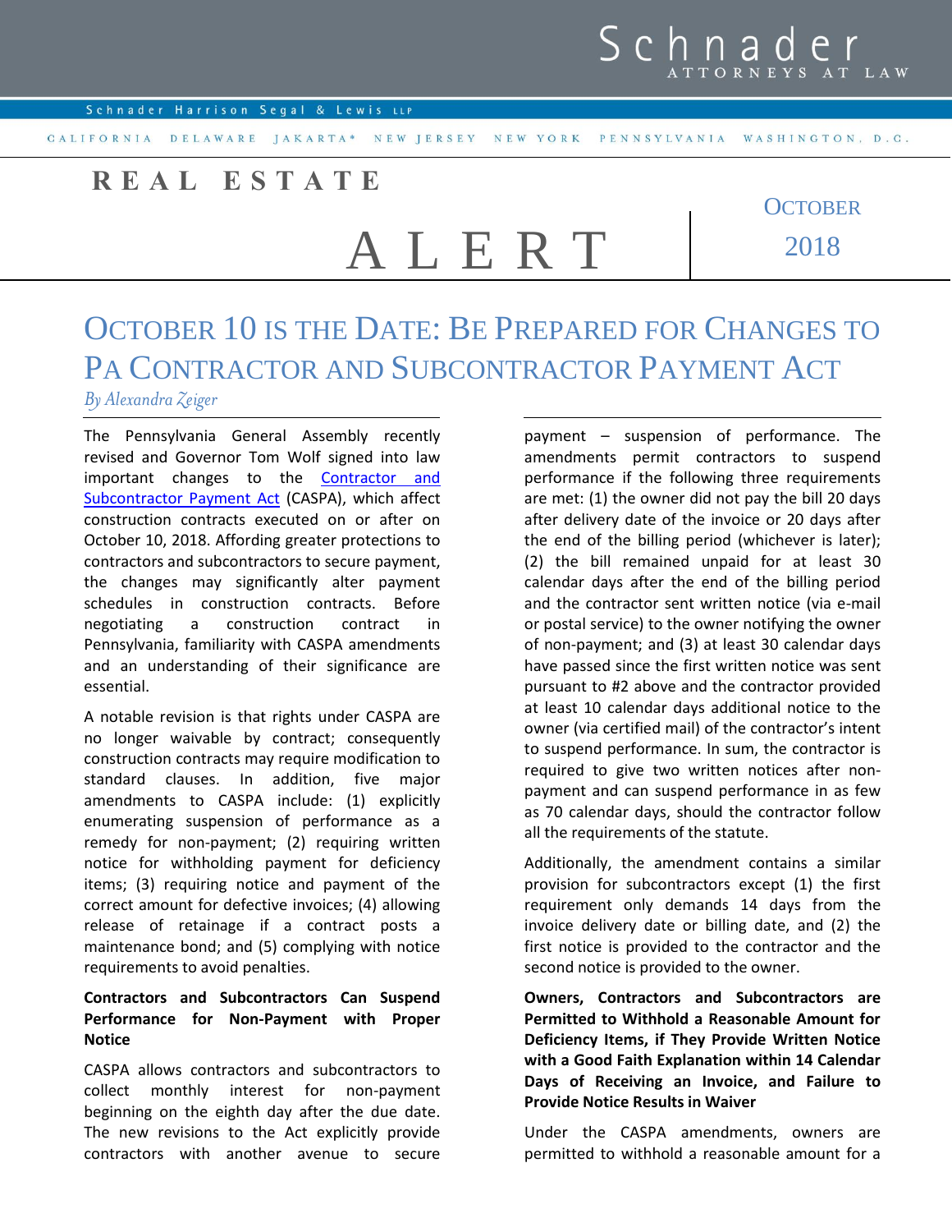# Real Estate Alert

October 2018

## October 10 is the Date: Be Prepared for Changes to PA Contractor and Subcontractor Payment Act

*By Alexandra Zeiger*

The Pennsylvania General Assembly recently revised and Governor Tom Wolf signed into law important changes to the Contractor and Subcontractor Payment Act (CASPA), which affect construction contracts executed on or after on October 10, 2018. Affording greater protections to contractors and subcontractors to secure payment, the changes may significantly alter payment schedules in construction contracts. Before negotiating a construction contract in Pennsylvania, familiarity with CASPA amendments and an understanding of their significance are essential.

A notable revision is that rights under CASPA are no longer waivable by contract; consequently construction contracts may require modification to standard clauses. In addition, five major amendments to CASPA include: (1) explicitly enumerating suspension of performance as a remedy for non-payment; (2) requiring written notice for withholding payment for deficiency items; (3) requiring notice and payment of the correct amount for defective invoices; (4) allowing release of retainage if a contract posts a maintenance bond; and (5) complying with notice requirements to avoid penalties.

**Contractors and Subcontractors Can Suspend Performance for Non-Payment with Proper Notice**

CASPA allows contractors and subcontractors to collect monthly interest for non-payment beginning on the eighth day after the due date. The new revisions to the Act explicitly provide contractors with another avenue to secure payment – suspension of performance. The amendments permit contractors to suspend performance if the following three requirements are met: (1) the owner did not pay the bill 20 days after delivery date of the invoice or 20 days after the end of the billing period (whichever is later); (2) the bill remained unpaid for at least 30 calendar days after the end of the billing period and the contractor sent written notice (via e-mail or postal service) to the owner notifying the owner of non-payment; and (3) at least 30 calendar days have passed since the first written notice was sent pursuant to #2 above and the contractor provided at least 10 calendar days additional notice to the owner (via certified mail) of the contractor's intent to suspend performance. In sum, the contractor is required to give two written notices after non-payment and can suspend performance in as few as 70 calendar days, should the contractor follow all the requirements of the statute.

Additionally, the amendment contains a similar provision for subcontractors except (1) the first requirement only demands 14 days from the invoice delivery date or billing date, and (2) the first notice is provided to the contractor and the second notice is provided to the owner.

**Owners, Contractors and Subcontractors are Permitted to Withhold a Reasonable Amount for Deficiency Items, if They Provide Written Notice with a Good Faith Explanation within 14 Calendar Days of Receiving an Invoice, and Failure to Provide Notice Results in Waiver**

Under the CASPA amendments, owners are permitted to withhold a reasonable amount for a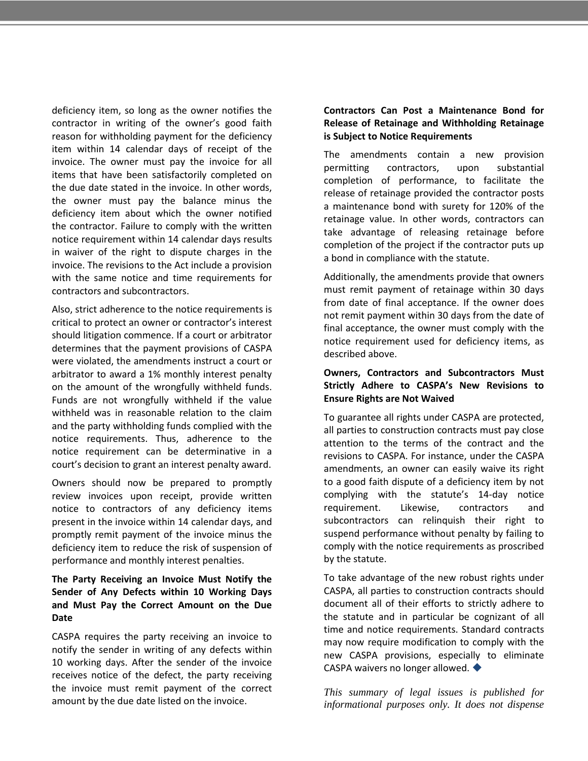deficiency item, so long as the owner notifies the contractor in writing of the owner's good faith reason for withholding payment for the deficiency item within 14 calendar days of receipt of the invoice. The owner must pay the invoice for all items that have been satisfactorily completed on the due date stated in the invoice. In other words, the owner must pay the balance minus the deficiency item about which the owner notified the contractor. Failure to comply with the written notice requirement within 14 calendar days results in waiver of the right to dispute charges in the invoice. The revisions to the Act include a provision with the same notice and time requirements for contractors and subcontractors.

Also, strict adherence to the notice requirements is critical to protect an owner or contractor's interest should litigation commence. If a court or arbitrator determines that the payment provisions of CASPA were violated, the amendments instruct a court or arbitrator to award a 1% monthly interest penalty on the amount of the wrongfully withheld funds. Funds are not wrongfully withheld if the value withheld was in reasonable relation to the claim and the party withholding funds complied with the notice requirements. Thus, adherence to the notice requirement can be determinative in a court's decision to grant an interest penalty award.

Owners should now be prepared to promptly review invoices upon receipt, provide written notice to contractors of any deficiency items present in the invoice within 14 calendar days, and promptly remit payment of the invoice minus the deficiency item to reduce the risk of suspension of performance and monthly interest penalties.

**The Party Receiving an Invoice Must Notify the Sender of Any Defects within 10 Working Days and Must Pay the Correct Amount on the Due Date**

CASPA requires the party receiving an invoice to notify the sender in writing of any defects within 10 working days. After the sender of the invoice receives notice of the defect, the party receiving the invoice must remit payment of the correct amount by the due date listed on the invoice.

**Contractors Can Post a Maintenance Bond for Release of Retainage and Withholding Retainage is Subject to Notice Requirements**

The amendments contain a new provision permitting contractors, upon substantial completion of performance, to facilitate the release of retainage provided the contractor posts a maintenance bond with surety for 120% of the retainage value. In other words, contractors can take advantage of releasing retainage before completion of the project if the contractor puts up a bond in compliance with the statute.

Additionally, the amendments provide that owners must remit payment of retainage within 30 days from date of final acceptance. If the owner does not remit payment within 30 days from the date of final acceptance, the owner must comply with the notice requirement used for deficiency items, as described above.

**Owners, Contractors and Subcontractors Must Strictly Adhere to CASPA's New Revisions to Ensure Rights are Not Waived**

To guarantee all rights under CASPA are protected, all parties to construction contracts must pay close attention to the terms of the contract and the revisions to CASPA. For instance, under the CASPA amendments, an owner can easily waive its right to a good faith dispute of a deficiency item by not complying with the statute's 14-day notice requirement. Likewise, contractors and subcontractors can relinquish their right to suspend performance without penalty by failing to comply with the notice requirements as proscribed by the statute.

To take advantage of the new robust rights under CASPA, all parties to construction contracts should document all of their efforts to strictly adhere to the statute and in particular be cognizant of all time and notice requirements. Standard contracts may now require modification to comply with the new CASPA provisions, especially to eliminate CASPA waivers no longer allowed. ◆

*This summary of legal issues is published for informational purposes only. It does not dispense*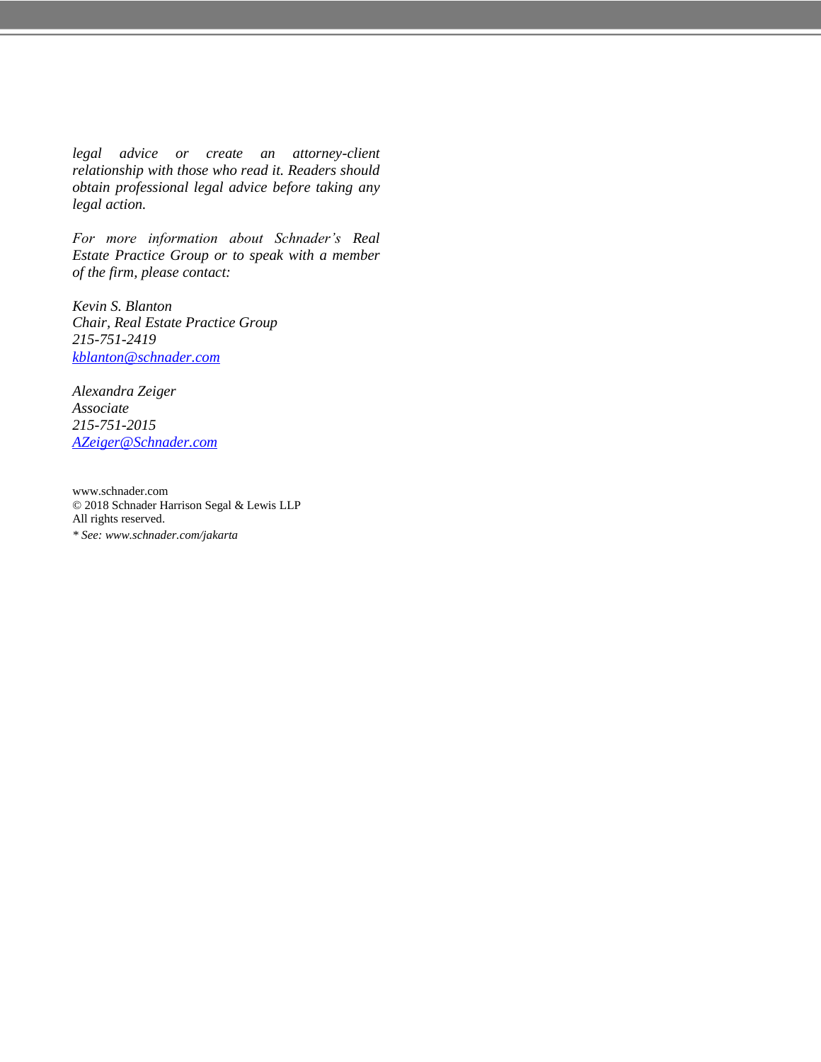*legal advice or create an attorney-client relationship with those who read it. Readers should obtain professional legal advice before taking any legal action.*

*For more information about Schnader's Real Estate Practice Group or to speak with a member of the firm, please contact:*

*Kevin S. Blanton*
*Chair, Real Estate Practice Group*
*215-751-2419*
*[kblanton@schnader.com](mailto:kblanton@schnader.com)*

*Alexandra Zeiger*
*Associate*
*215-751-2015*
*[AZeiger@Schnader.com](mailto:AZeiger@Schnader.com)*

www.schnader.com
© 2018 Schnader Harrison Segal & Lewis LLP
All rights reserved.
*\* See: www.schnader.com/jakarta*